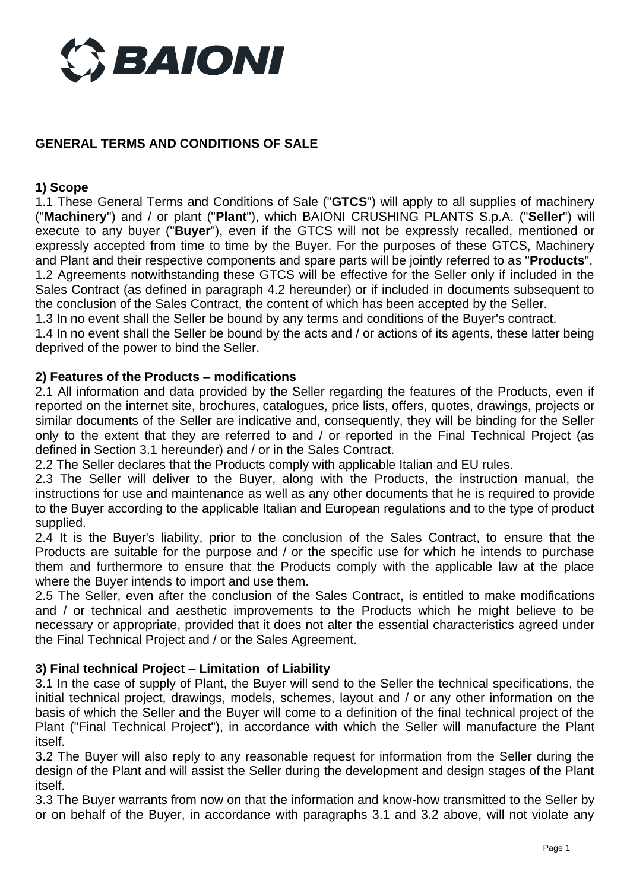BAIONI

# GENERAL TERMS AND CONDITIONS OF SALE

## 1) Scope

1.1 These General Terms and Conditions of Sale ("**GTCS**") will apply to all supplies of machinery ("**Machinery**") and / or plant ("**Plant**"), which BAIONI CRUSHING PLANTS S.p.A. ("**Seller**") will execute to any buyer ("**Buyer**"), even if the GTCS will not be expressly recalled, mentioned or expressly accepted from time to time by the Buyer. For the purposes of these GTCS, Machinery and Plant and their respective components and spare parts will be jointly referred to as "**Products**".
1.2 Agreements notwithstanding these GTCS will be effective for the Seller only if included in the Sales Contract (as defined in paragraph 4.2 hereunder) or if included in documents subsequent to the conclusion of the Sales Contract, the content of which has been accepted by the Seller.
1.3 In no event shall the Seller be bound by any terms and conditions of the Buyer's contract.
1.4 In no event shall the Seller be bound by the acts and / or actions of its agents, these latter being deprived of the power to bind the Seller.

## 2) Features of the Products – modifications

2.1 All information and data provided by the Seller regarding the features of the Products, even if reported on the internet site, brochures, catalogues, price lists, offers, quotes, drawings, projects or similar documents of the Seller are indicative and, consequently, they will be binding for the Seller only to the extent that they are referred to and / or reported in the Final Technical Project (as defined in Section 3.1 hereunder) and / or in the Sales Contract.
2.2 The Seller declares that the Products comply with applicable Italian and EU rules.
2.3 The Seller will deliver to the Buyer, along with the Products, the instruction manual, the instructions for use and maintenance as well as any other documents that he is required to provide to the Buyer according to the applicable Italian and European regulations and to the type of product supplied.
2.4 It is the Buyer's liability, prior to the conclusion of the Sales Contract, to ensure that the Products are suitable for the purpose and / or the specific use for which he intends to purchase them and furthermore to ensure that the Products comply with the applicable law at the place where the Buyer intends to import and use them.
2.5 The Seller, even after the conclusion of the Sales Contract, is entitled to make modifications and / or technical and aesthetic improvements to the Products which he might believe to be necessary or appropriate, provided that it does not alter the essential characteristics agreed under the Final Technical Project and / or the Sales Agreement.

## 3) Final technical Project – Limitation of Liability

3.1 In the case of supply of Plant, the Buyer will send to the Seller the technical specifications, the initial technical project, drawings, models, schemes, layout and / or any other information on the basis of which the Seller and the Buyer will come to a definition of the final technical project of the Plant ("Final Technical Project"), in accordance with which the Seller will manufacture the Plant itself.
3.2 The Buyer will also reply to any reasonable request for information from the Seller during the design of the Plant and will assist the Seller during the development and design stages of the Plant itself.
3.3 The Buyer warrants from now on that the information and know-how transmitted to the Seller by or on behalf of the Buyer, in accordance with paragraphs 3.1 and 3.2 above, will not violate any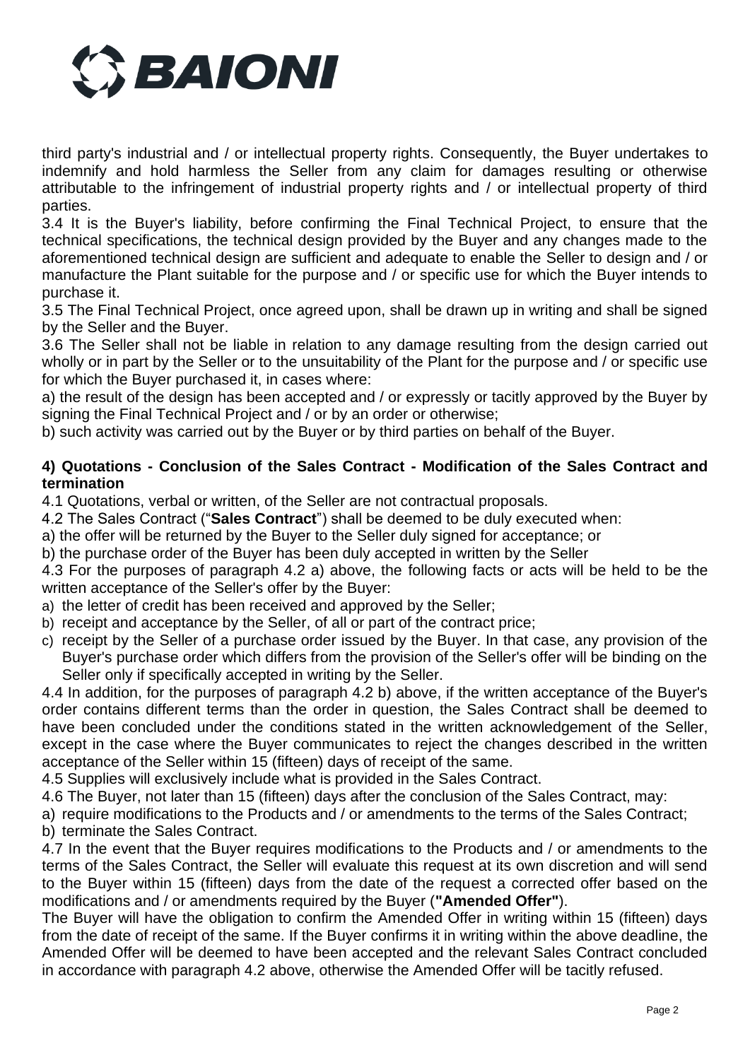third party's industrial and / or intellectual property rights. Consequently, the Buyer undertakes to indemnify and hold harmless the Seller from any claim for damages resulting or otherwise attributable to the infringement of industrial property rights and / or intellectual property of third parties.

3.4 It is the Buyer's liability, before confirming the Final Technical Project, to ensure that the technical specifications, the technical design provided by the Buyer and any changes made to the aforementioned technical design are sufficient and adequate to enable the Seller to design and / or manufacture the Plant suitable for the purpose and / or specific use for which the Buyer intends to purchase it.

3.5 The Final Technical Project, once agreed upon, shall be drawn up in writing and shall be signed by the Seller and the Buyer.

3.6 The Seller shall not be liable in relation to any damage resulting from the design carried out wholly or in part by the Seller or to the unsuitability of the Plant for the purpose and / or specific use for which the Buyer purchased it, in cases where:

a) the result of the design has been accepted and / or expressly or tacitly approved by the Buyer by signing the Final Technical Project and / or by an order or otherwise;

b) such activity was carried out by the Buyer or by third parties on behalf of the Buyer.

**4) Quotations - Conclusion of the Sales Contract - Modification of the Sales Contract and termination**

4.1 Quotations, verbal or written, of the Seller are not contractual proposals.

4.2 The Sales Contract ("**Sales Contract**") shall be deemed to be duly executed when:

a) the offer will be returned by the Buyer to the Seller duly signed for acceptance; or

b) the purchase order of the Buyer has been duly accepted in written by the Seller

4.3 For the purposes of paragraph 4.2 a) above, the following facts or acts will be held to be the written acceptance of the Seller's offer by the Buyer:

a) the letter of credit has been received and approved by the Seller;
b) receipt and acceptance by the Seller, of all or part of the contract price;
c) receipt by the Seller of a purchase order issued by the Buyer. In that case, any provision of the Buyer's purchase order which differs from the provision of the Seller's offer will be binding on the Seller only if specifically accepted in writing by the Seller.

4.4 In addition, for the purposes of paragraph 4.2 b) above, if the written acceptance of the Buyer's order contains different terms than the order in question, the Sales Contract shall be deemed to have been concluded under the conditions stated in the written acknowledgement of the Seller, except in the case where the Buyer communicates to reject the changes described in the written acceptance of the Seller within 15 (fifteen) days of receipt of the same.

4.5 Supplies will exclusively include what is provided in the Sales Contract.

4.6 The Buyer, not later than 15 (fifteen) days after the conclusion of the Sales Contract, may:

a) require modifications to the Products and / or amendments to the terms of the Sales Contract;
b) terminate the Sales Contract.

4.7 In the event that the Buyer requires modifications to the Products and / or amendments to the terms of the Sales Contract, the Seller will evaluate this request at its own discretion and will send to the Buyer within 15 (fifteen) days from the date of the request a corrected offer based on the modifications and / or amendments required by the Buyer (**"Amended Offer"**).

The Buyer will have the obligation to confirm the Amended Offer in writing within 15 (fifteen) days from the date of receipt of the same. If the Buyer confirms it in writing within the above deadline, the Amended Offer will be deemed to have been accepted and the relevant Sales Contract concluded in accordance with paragraph 4.2 above, otherwise the Amended Offer will be tacitly refused.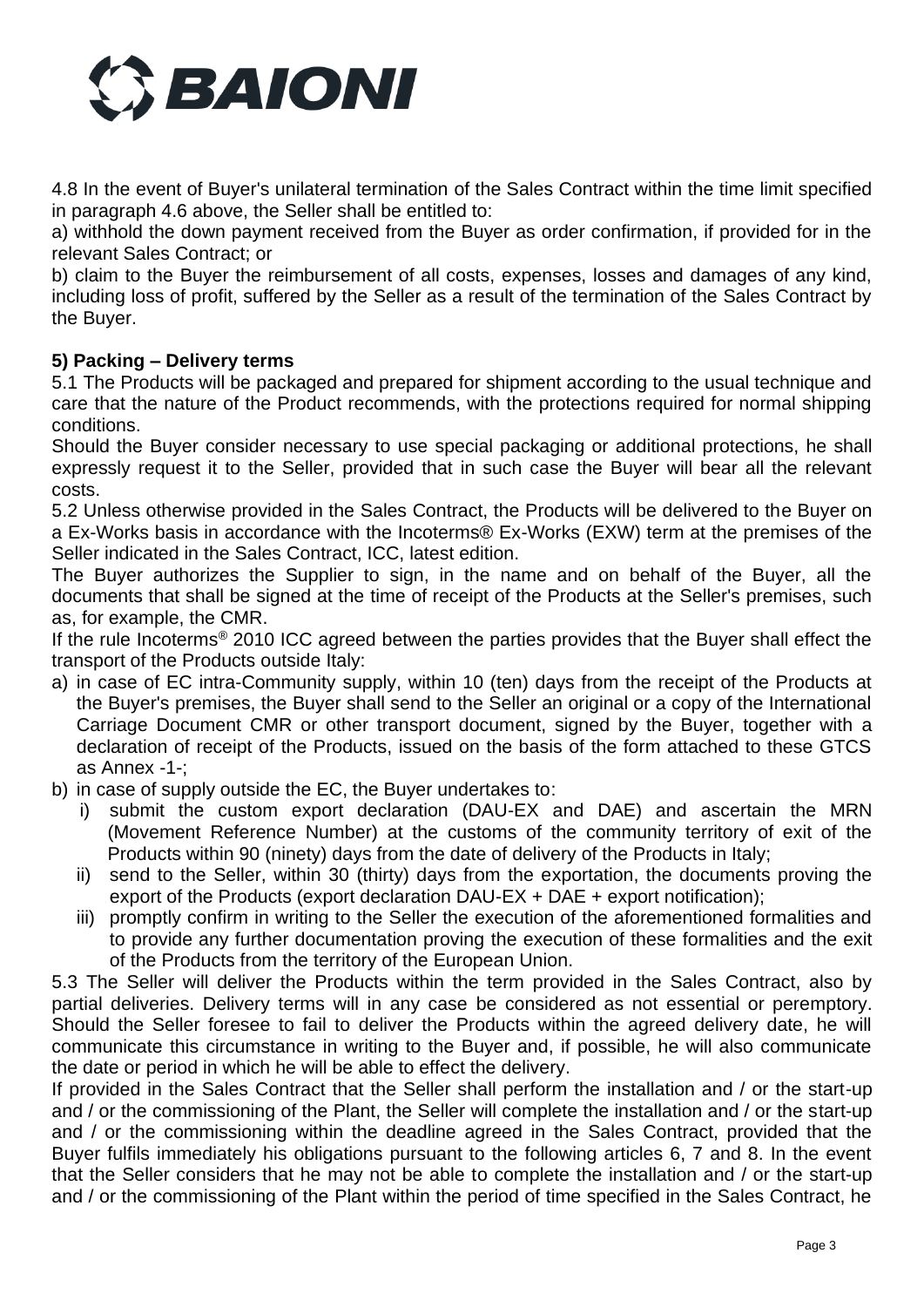4.8 In the event of Buyer's unilateral termination of the Sales Contract within the time limit specified in paragraph 4.6 above, the Seller shall be entitled to:

a) withhold the down payment received from the Buyer as order confirmation, if provided for in the relevant Sales Contract; or

b) claim to the Buyer the reimbursement of all costs, expenses, losses and damages of any kind, including loss of profit, suffered by the Seller as a result of the termination of the Sales Contract by the Buyer.

**5) Packing – Delivery terms**

5.1 The Products will be packaged and prepared for shipment according to the usual technique and care that the nature of the Product recommends, with the protections required for normal shipping conditions.

Should the Buyer consider necessary to use special packaging or additional protections, he shall expressly request it to the Seller, provided that in such case the Buyer will bear all the relevant costs.

5.2 Unless otherwise provided in the Sales Contract, the Products will be delivered to the Buyer on a Ex-Works basis in accordance with the Incoterms® Ex-Works (EXW) term at the premises of the Seller indicated in the Sales Contract, ICC, latest edition.

The Buyer authorizes the Supplier to sign, in the name and on behalf of the Buyer, all the documents that shall be signed at the time of receipt of the Products at the Seller's premises, such as, for example, the CMR.

If the rule Incoterms® 2010 ICC agreed between the parties provides that the Buyer shall effect the transport of the Products outside Italy:

a) in case of EC intra-Community supply, within 10 (ten) days from the receipt of the Products at the Buyer's premises, the Buyer shall send to the Seller an original or a copy of the International Carriage Document CMR or other transport document, signed by the Buyer, together with a declaration of receipt of the Products, issued on the basis of the form attached to these GTCS as Annex -1-;

b) in case of supply outside the EC, the Buyer undertakes to:
   i) submit the custom export declaration (DAU-EX and DAE) and ascertain the MRN (Movement Reference Number) at the customs of the community territory of exit of the Products within 90 (ninety) days from the date of delivery of the Products in Italy;
   ii) send to the Seller, within 30 (thirty) days from the exportation, the documents proving the export of the Products (export declaration DAU-EX + DAE + export notification);
   iii) promptly confirm in writing to the Seller the execution of the aforementioned formalities and to provide any further documentation proving the execution of these formalities and the exit of the Products from the territory of the European Union.

5.3 The Seller will deliver the Products within the term provided in the Sales Contract, also by partial deliveries. Delivery terms will in any case be considered as not essential or peremptory. Should the Seller foresee to fail to deliver the Products within the agreed delivery date, he will communicate this circumstance in writing to the Buyer and, if possible, he will also communicate the date or period in which he will be able to effect the delivery.

If provided in the Sales Contract that the Seller shall perform the installation and / or the start-up and / or the commissioning of the Plant, the Seller will complete the installation and / or the start-up and / or the commissioning within the deadline agreed in the Sales Contract, provided that the Buyer fulfils immediately his obligations pursuant to the following articles 6, 7 and 8. In the event that the Seller considers that he may not be able to complete the installation and / or the start-up and / or the commissioning of the Plant within the period of time specified in the Sales Contract, he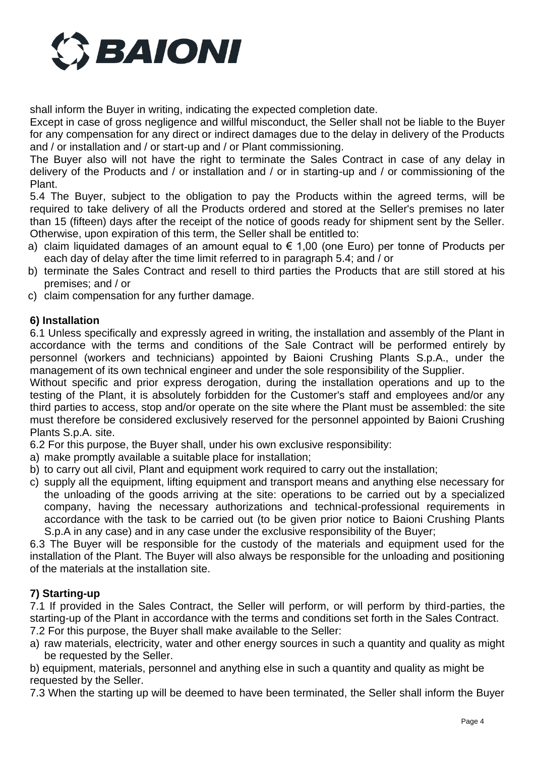shall inform the Buyer in writing, indicating the expected completion date.

Except in case of gross negligence and willful misconduct, the Seller shall not be liable to the Buyer for any compensation for any direct or indirect damages due to the delay in delivery of the Products and / or installation and / or start-up and / or Plant commissioning.

The Buyer also will not have the right to terminate the Sales Contract in case of any delay in delivery of the Products and / or installation and / or in starting-up and / or commissioning of the Plant.

5.4 The Buyer, subject to the obligation to pay the Products within the agreed terms, will be required to take delivery of all the Products ordered and stored at the Seller's premises no later than 15 (fifteen) days after the receipt of the notice of goods ready for shipment sent by the Seller. Otherwise, upon expiration of this term, the Seller shall be entitled to:

a) claim liquidated damages of an amount equal to € 1,00 (one Euro) per tonne of Products per each day of delay after the time limit referred to in paragraph 5.4; and / or
b) terminate the Sales Contract and resell to third parties the Products that are still stored at his premises; and / or
c) claim compensation for any further damage.

**6) Installation**

6.1 Unless specifically and expressly agreed in writing, the installation and assembly of the Plant in accordance with the terms and conditions of the Sale Contract will be performed entirely by personnel (workers and technicians) appointed by Baioni Crushing Plants S.p.A., under the management of its own technical engineer and under the sole responsibility of the Supplier.

Without specific and prior express derogation, during the installation operations and up to the testing of the Plant, it is absolutely forbidden for the Customer's staff and employees and/or any third parties to access, stop and/or operate on the site where the Plant must be assembled: the site must therefore be considered exclusively reserved for the personnel appointed by Baioni Crushing Plants S.p.A. site.

6.2 For this purpose, the Buyer shall, under his own exclusive responsibility:

a) make promptly available a suitable place for installation;
b) to carry out all civil, Plant and equipment work required to carry out the installation;
c) supply all the equipment, lifting equipment and transport means and anything else necessary for the unloading of the goods arriving at the site: operations to be carried out by a specialized company, having the necessary authorizations and technical-professional requirements in accordance with the task to be carried out (to be given prior notice to Baioni Crushing Plants S.p.A in any case) and in any case under the exclusive responsibility of the Buyer;

6.3 The Buyer will be responsible for the custody of the materials and equipment used for the installation of the Plant. The Buyer will also always be responsible for the unloading and positioning of the materials at the installation site.

**7) Starting-up**

7.1 If provided in the Sales Contract, the Seller will perform, or will perform by third-parties, the starting-up of the Plant in accordance with the terms and conditions set forth in the Sales Contract.

7.2 For this purpose, the Buyer shall make available to the Seller:

a) raw materials, electricity, water and other energy sources in such a quantity and quality as might be requested by the Seller.

b) equipment, materials, personnel and anything else in such a quantity and quality as might be requested by the Seller.

7.3 When the starting up will be deemed to have been terminated, the Seller shall inform the Buyer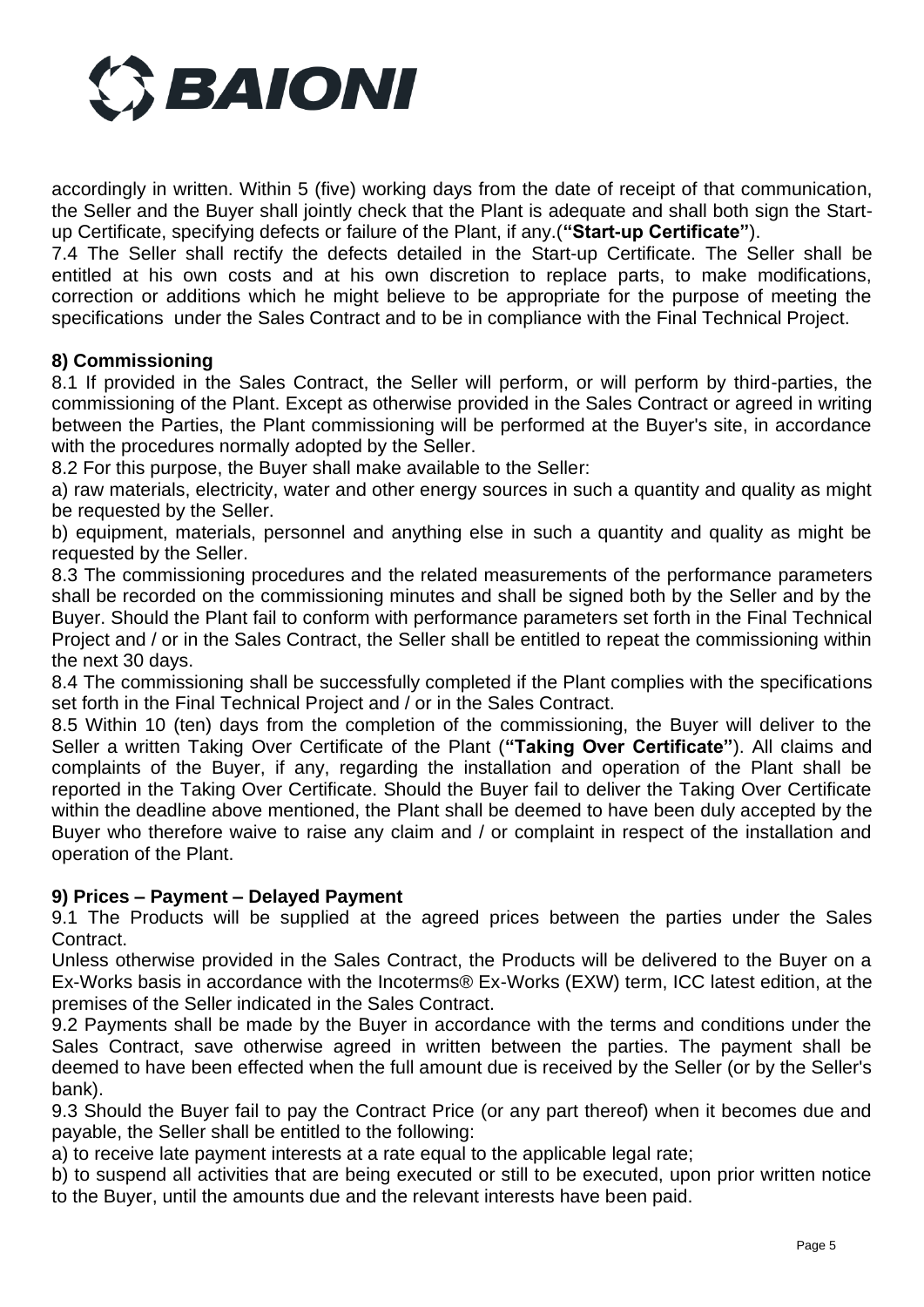accordingly in written. Within 5 (five) working days from the date of receipt of that communication, the Seller and the Buyer shall jointly check that the Plant is adequate and shall both sign the Start-up Certificate, specifying defects or failure of the Plant, if any.(**"Start-up Certificate"**).

7.4 The Seller shall rectify the defects detailed in the Start-up Certificate. The Seller shall be entitled at his own costs and at his own discretion to replace parts, to make modifications, correction or additions which he might believe to be appropriate for the purpose of meeting the specifications under the Sales Contract and to be in compliance with the Final Technical Project.

### 8) Commissioning

8.1 If provided in the Sales Contract, the Seller will perform, or will perform by third-parties, the commissioning of the Plant. Except as otherwise provided in the Sales Contract or agreed in writing between the Parties, the Plant commissioning will be performed at the Buyer's site, in accordance with the procedures normally adopted by the Seller.

8.2 For this purpose, the Buyer shall make available to the Seller:

a) raw materials, electricity, water and other energy sources in such a quantity and quality as might be requested by the Seller.

b) equipment, materials, personnel and anything else in such a quantity and quality as might be requested by the Seller.

8.3 The commissioning procedures and the related measurements of the performance parameters shall be recorded on the commissioning minutes and shall be signed both by the Seller and by the Buyer. Should the Plant fail to conform with performance parameters set forth in the Final Technical Project and / or in the Sales Contract, the Seller shall be entitled to repeat the commissioning within the next 30 days.

8.4 The commissioning shall be successfully completed if the Plant complies with the specifications set forth in the Final Technical Project and / or in the Sales Contract.

8.5 Within 10 (ten) days from the completion of the commissioning, the Buyer will deliver to the Seller a written Taking Over Certificate of the Plant (**"Taking Over Certificate"**). All claims and complaints of the Buyer, if any, regarding the installation and operation of the Plant shall be reported in the Taking Over Certificate. Should the Buyer fail to deliver the Taking Over Certificate within the deadline above mentioned, the Plant shall be deemed to have been duly accepted by the Buyer who therefore waive to raise any claim and / or complaint in respect of the installation and operation of the Plant.

### 9) Prices – Payment – Delayed Payment

9.1 The Products will be supplied at the agreed prices between the parties under the Sales Contract.

Unless otherwise provided in the Sales Contract, the Products will be delivered to the Buyer on a Ex-Works basis in accordance with the Incoterms® Ex-Works (EXW) term, ICC latest edition, at the premises of the Seller indicated in the Sales Contract.

9.2 Payments shall be made by the Buyer in accordance with the terms and conditions under the Sales Contract, save otherwise agreed in written between the parties. The payment shall be deemed to have been effected when the full amount due is received by the Seller (or by the Seller's bank).

9.3 Should the Buyer fail to pay the Contract Price (or any part thereof) when it becomes due and payable, the Seller shall be entitled to the following:

a) to receive late payment interests at a rate equal to the applicable legal rate;

b) to suspend all activities that are being executed or still to be executed, upon prior written notice to the Buyer, until the amounts due and the relevant interests have been paid.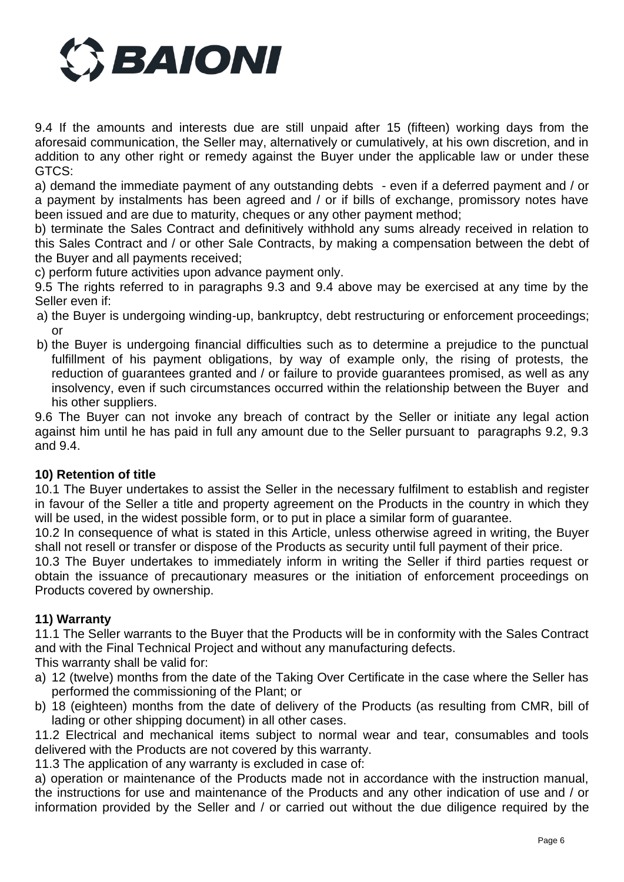9.4 If the amounts and interests due are still unpaid after 15 (fifteen) working days from the aforesaid communication, the Seller may, alternatively or cumulatively, at his own discretion, and in addition to any other right or remedy against the Buyer under the applicable law or under these GTCS:

a) demand the immediate payment of any outstanding debts - even if a deferred payment and / or a payment by instalments has been agreed and / or if bills of exchange, promissory notes have been issued and are due to maturity, cheques or any other payment method;

b) terminate the Sales Contract and definitively withhold any sums already received in relation to this Sales Contract and / or other Sale Contracts, by making a compensation between the debt of the Buyer and all payments received;

c) perform future activities upon advance payment only.

9.5 The rights referred to in paragraphs 9.3 and 9.4 above may be exercised at any time by the Seller even if:

a) the Buyer is undergoing winding-up, bankruptcy, debt restructuring or enforcement proceedings; or
b) the Buyer is undergoing financial difficulties such as to determine a prejudice to the punctual fulfillment of his payment obligations, by way of example only, the rising of protests, the reduction of guarantees granted and / or failure to provide guarantees promised, as well as any insolvency, even if such circumstances occurred within the relationship between the Buyer and his other suppliers.

9.6 The Buyer can not invoke any breach of contract by the Seller or initiate any legal action against him until he has paid in full any amount due to the Seller pursuant to paragraphs 9.2, 9.3 and 9.4.

**10) Retention of title**

10.1 The Buyer undertakes to assist the Seller in the necessary fulfilment to establish and register in favour of the Seller a title and property agreement on the Products in the country in which they will be used, in the widest possible form, or to put in place a similar form of guarantee.

10.2 In consequence of what is stated in this Article, unless otherwise agreed in writing, the Buyer shall not resell or transfer or dispose of the Products as security until full payment of their price.

10.3 The Buyer undertakes to immediately inform in writing the Seller if third parties request or obtain the issuance of precautionary measures or the initiation of enforcement proceedings on Products covered by ownership.

**11) Warranty**

11.1 The Seller warrants to the Buyer that the Products will be in conformity with the Sales Contract and with the Final Technical Project and without any manufacturing defects.

This warranty shall be valid for:

a) 12 (twelve) months from the date of the Taking Over Certificate in the case where the Seller has performed the commissioning of the Plant; or
b) 18 (eighteen) months from the date of delivery of the Products (as resulting from CMR, bill of lading or other shipping document) in all other cases.

11.2 Electrical and mechanical items subject to normal wear and tear, consumables and tools delivered with the Products are not covered by this warranty.

11.3 The application of any warranty is excluded in case of:

a) operation or maintenance of the Products made not in accordance with the instruction manual, the instructions for use and maintenance of the Products and any other indication of use and / or information provided by the Seller and / or carried out without the due diligence required by the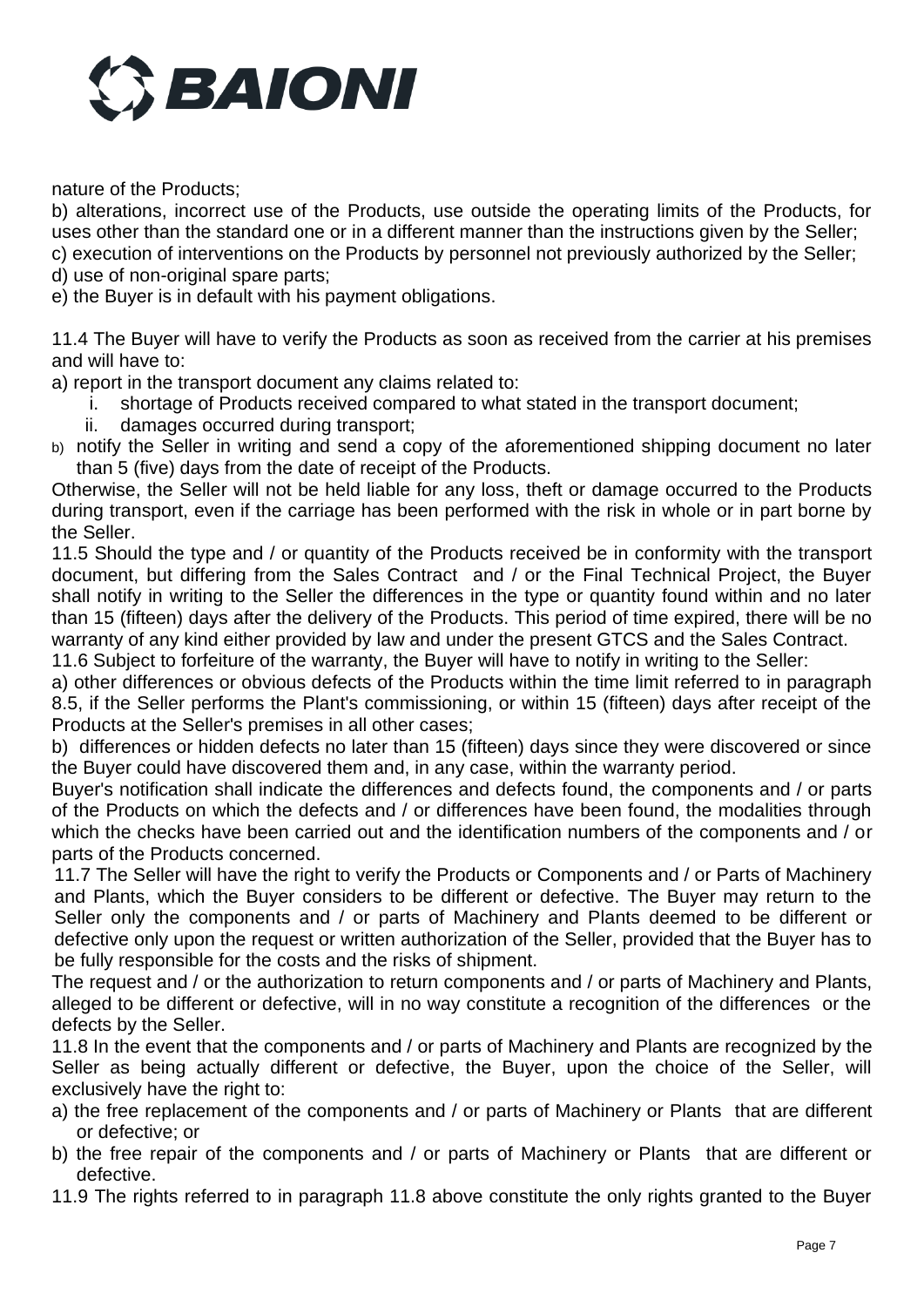nature of the Products;

b) alterations, incorrect use of the Products, use outside the operating limits of the Products, for uses other than the standard one or in a different manner than the instructions given by the Seller;

c) execution of interventions on the Products by personnel not previously authorized by the Seller;

d) use of non-original spare parts;

e) the Buyer is in default with his payment obligations.

11.4 The Buyer will have to verify the Products as soon as received from the carrier at his premises and will have to:

a) report in the transport document any claims related to:
   i. shortage of Products received compared to what stated in the transport document;
   ii. damages occurred during transport;

b) notify the Seller in writing and send a copy of the aforementioned shipping document no later than 5 (five) days from the date of receipt of the Products.

Otherwise, the Seller will not be held liable for any loss, theft or damage occurred to the Products during transport, even if the carriage has been performed with the risk in whole or in part borne by the Seller.

11.5 Should the type and / or quantity of the Products received be in conformity with the transport document, but differing from the Sales Contract and / or the Final Technical Project, the Buyer shall notify in writing to the Seller the differences in the type or quantity found within and no later than 15 (fifteen) days after the delivery of the Products. This period of time expired, there will be no warranty of any kind either provided by law and under the present GTCS and the Sales Contract.

11.6 Subject to forfeiture of the warranty, the Buyer will have to notify in writing to the Seller:

a) other differences or obvious defects of the Products within the time limit referred to in paragraph 8.5, if the Seller performs the Plant's commissioning, or within 15 (fifteen) days after receipt of the Products at the Seller's premises in all other cases;

b) differences or hidden defects no later than 15 (fifteen) days since they were discovered or since the Buyer could have discovered them and, in any case, within the warranty period.

Buyer's notification shall indicate the differences and defects found, the components and / or parts of the Products on which the defects and / or differences have been found, the modalities through which the checks have been carried out and the identification numbers of the components and / or parts of the Products concerned.

11.7 The Seller will have the right to verify the Products or Components and / or Parts of Machinery and Plants, which the Buyer considers to be different or defective. The Buyer may return to the Seller only the components and / or parts of Machinery and Plants deemed to be different or defective only upon the request or written authorization of the Seller, provided that the Buyer has to be fully responsible for the costs and the risks of shipment.

The request and / or the authorization to return components and / or parts of Machinery and Plants, alleged to be different or defective, will in no way constitute a recognition of the differences or the defects by the Seller.

11.8 In the event that the components and / or parts of Machinery and Plants are recognized by the Seller as being actually different or defective, the Buyer, upon the choice of the Seller, will exclusively have the right to:

a) the free replacement of the components and / or parts of Machinery or Plants that are different or defective; or

b) the free repair of the components and / or parts of Machinery or Plants that are different or defective.

11.9 The rights referred to in paragraph 11.8 above constitute the only rights granted to the Buyer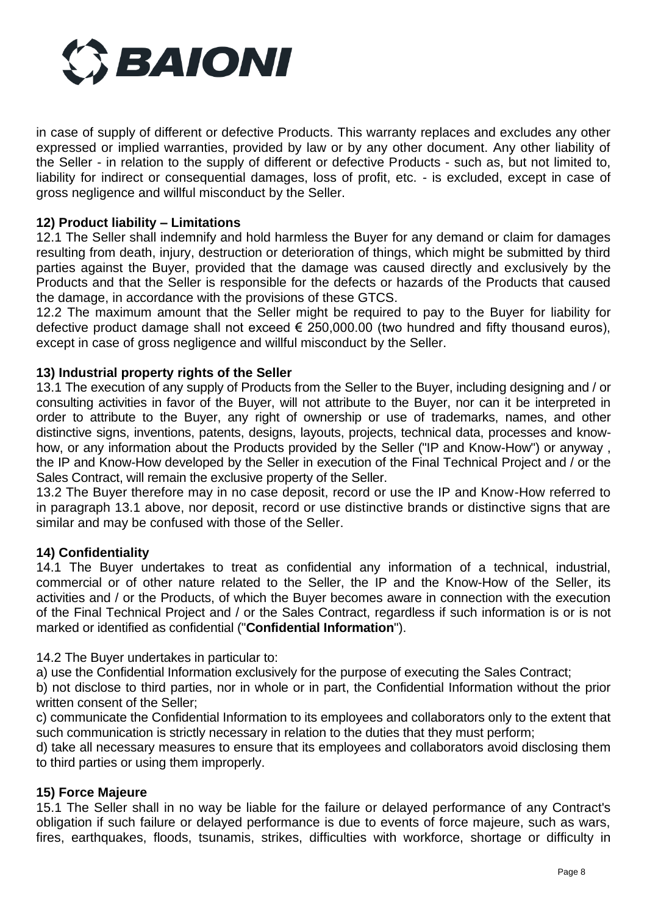in case of supply of different or defective Products. This warranty replaces and excludes any other expressed or implied warranties, provided by law or by any other document. Any other liability of the Seller - in relation to the supply of different or defective Products - such as, but not limited to, liability for indirect or consequential damages, loss of profit, etc. - is excluded, except in case of gross negligence and willful misconduct by the Seller.

### 12) Product liability – Limitations

12.1 The Seller shall indemnify and hold harmless the Buyer for any demand or claim for damages resulting from death, injury, destruction or deterioration of things, which might be submitted by third parties against the Buyer, provided that the damage was caused directly and exclusively by the Products and that the Seller is responsible for the defects or hazards of the Products that caused the damage, in accordance with the provisions of these GTCS.

12.2 The maximum amount that the Seller might be required to pay to the Buyer for liability for defective product damage shall not exceed € 250,000.00 (two hundred and fifty thousand euros), except in case of gross negligence and willful misconduct by the Seller.

### 13) Industrial property rights of the Seller

13.1 The execution of any supply of Products from the Seller to the Buyer, including designing and / or consulting activities in favor of the Buyer, will not attribute to the Buyer, nor can it be interpreted in order to attribute to the Buyer, any right of ownership or use of trademarks, names, and other distinctive signs, inventions, patents, designs, layouts, projects, technical data, processes and know-how, or any information about the Products provided by the Seller ("IP and Know-How") or anyway , the IP and Know-How developed by the Seller in execution of the Final Technical Project and / or the Sales Contract, will remain the exclusive property of the Seller.

13.2 The Buyer therefore may in no case deposit, record or use the IP and Know-How referred to in paragraph 13.1 above, nor deposit, record or use distinctive brands or distinctive signs that are similar and may be confused with those of the Seller.

### 14) Confidentiality

14.1 The Buyer undertakes to treat as confidential any information of a technical, industrial, commercial or of other nature related to the Seller, the IP and the Know-How of the Seller, its activities and / or the Products, of which the Buyer becomes aware in connection with the execution of the Final Technical Project and / or the Sales Contract, regardless if such information is or is not marked or identified as confidential ("**Confidential Information**").

14.2 The Buyer undertakes in particular to:

a) use the Confidential Information exclusively for the purpose of executing the Sales Contract;

b) not disclose to third parties, nor in whole or in part, the Confidential Information without the prior written consent of the Seller;

c) communicate the Confidential Information to its employees and collaborators only to the extent that such communication is strictly necessary in relation to the duties that they must perform;

d) take all necessary measures to ensure that its employees and collaborators avoid disclosing them to third parties or using them improperly.

### 15) Force Majeure

15.1 The Seller shall in no way be liable for the failure or delayed performance of any Contract's obligation if such failure or delayed performance is due to events of force majeure, such as wars, fires, earthquakes, floods, tsunamis, strikes, difficulties with workforce, shortage or difficulty in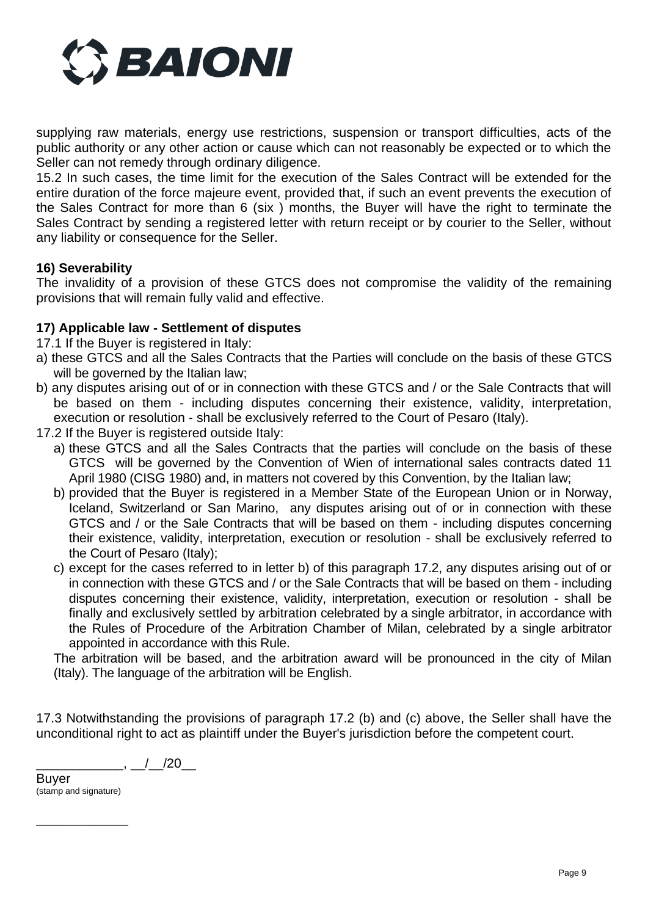supplying raw materials, energy use restrictions, suspension or transport difficulties, acts of the public authority or any other action or cause which can not reasonably be expected or to which the Seller can not remedy through ordinary diligence.

15.2 In such cases, the time limit for the execution of the Sales Contract will be extended for the entire duration of the force majeure event, provided that, if such an event prevents the execution of the Sales Contract for more than 6 (six ) months, the Buyer will have the right to terminate the Sales Contract by sending a registered letter with return receipt or by courier to the Seller, without any liability or consequence for the Seller.

**16) Severability**

The invalidity of a provision of these GTCS does not compromise the validity of the remaining provisions that will remain fully valid and effective.

**17) Applicable law - Settlement of disputes**

17.1 If the Buyer is registered in Italy:

a) these GTCS and all the Sales Contracts that the Parties will conclude on the basis of these GTCS will be governed by the Italian law;

b) any disputes arising out of or in connection with these GTCS and / or the Sale Contracts that will be based on them - including disputes concerning their existence, validity, interpretation, execution or resolution - shall be exclusively referred to the Court of Pesaro (Italy).

17.2 If the Buyer is registered outside Italy:

a) these GTCS and all the Sales Contracts that the parties will conclude on the basis of these GTCS will be governed by the Convention of Wien of international sales contracts dated 11 April 1980 (CISG 1980) and, in matters not covered by this Convention, by the Italian law;

b) provided that the Buyer is registered in a Member State of the European Union or in Norway, Iceland, Switzerland or San Marino, any disputes arising out of or in connection with these GTCS and / or the Sale Contracts that will be based on them - including disputes concerning their existence, validity, interpretation, execution or resolution - shall be exclusively referred to the Court of Pesaro (Italy);

c) except for the cases referred to in letter b) of this paragraph 17.2, any disputes arising out of or in connection with these GTCS and / or the Sale Contracts that will be based on them - including disputes concerning their existence, validity, interpretation, execution or resolution - shall be finally and exclusively settled by arbitration celebrated by a single arbitrator, in accordance with the Rules of Procedure of the Arbitration Chamber of Milan, celebrated by a single arbitrator appointed in accordance with this Rule.

The arbitration will be based, and the arbitration award will be pronounced in the city of Milan (Italy). The language of the arbitration will be English.

17.3 Notwithstanding the provisions of paragraph 17.2 (b) and (c) above, the Seller shall have the unconditional right to act as plaintiff under the Buyer's jurisdiction before the competent court.

____________, __/__/20__

Buyer
(stamp and signature)

______________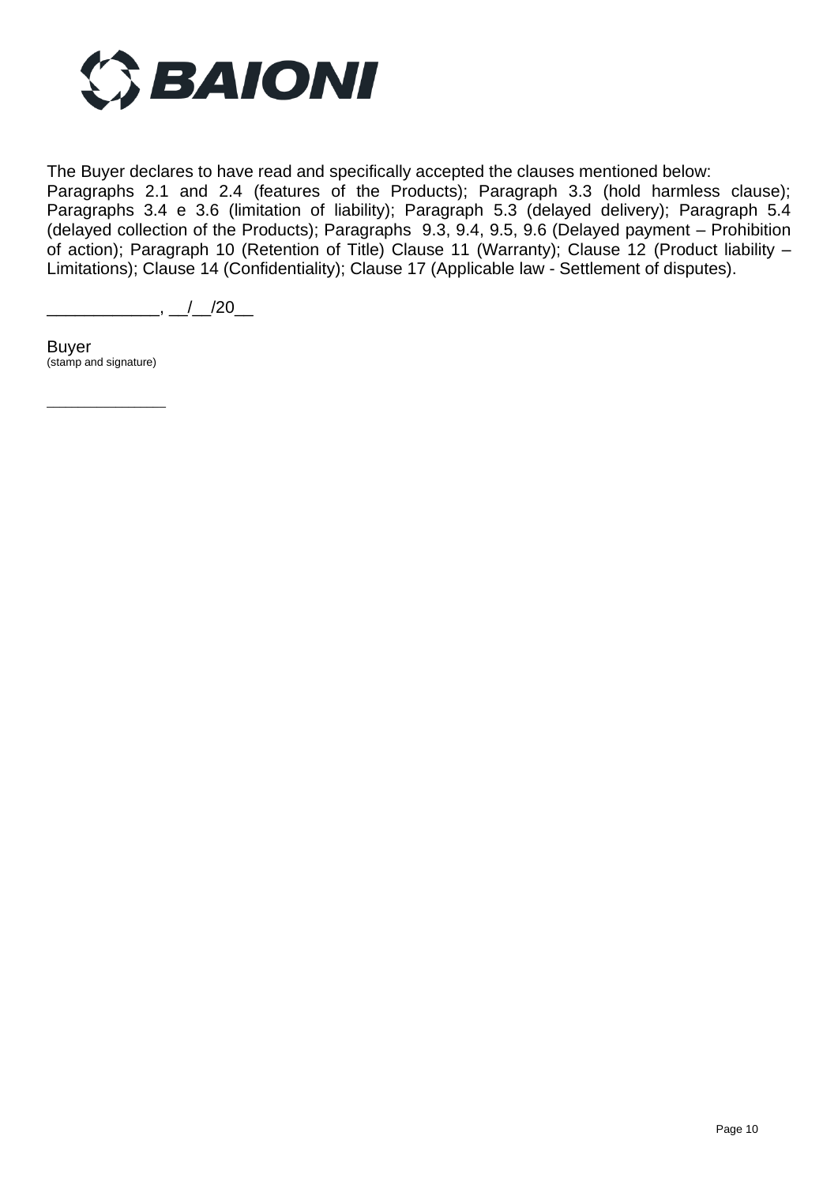BAIONI

The Buyer declares to have read and specifically accepted the clauses mentioned below:
Paragraphs 2.1 and 2.4 (features of the Products); Paragraph 3.3 (hold harmless clause); Paragraphs 3.4 e 3.6 (limitation of liability); Paragraph 5.3 (delayed delivery); Paragraph 5.4 (delayed collection of the Products); Paragraphs 9.3, 9.4, 9.5, 9.6 (Delayed payment – Prohibition of action); Paragraph 10 (Retention of Title) Clause 11 (Warranty); Clause 12 (Product liability – Limitations); Clause 14 (Confidentiality); Clause 17 (Applicable law - Settlement of disputes).

____________, __/__/20__

Buyer
(stamp and signature)

_______________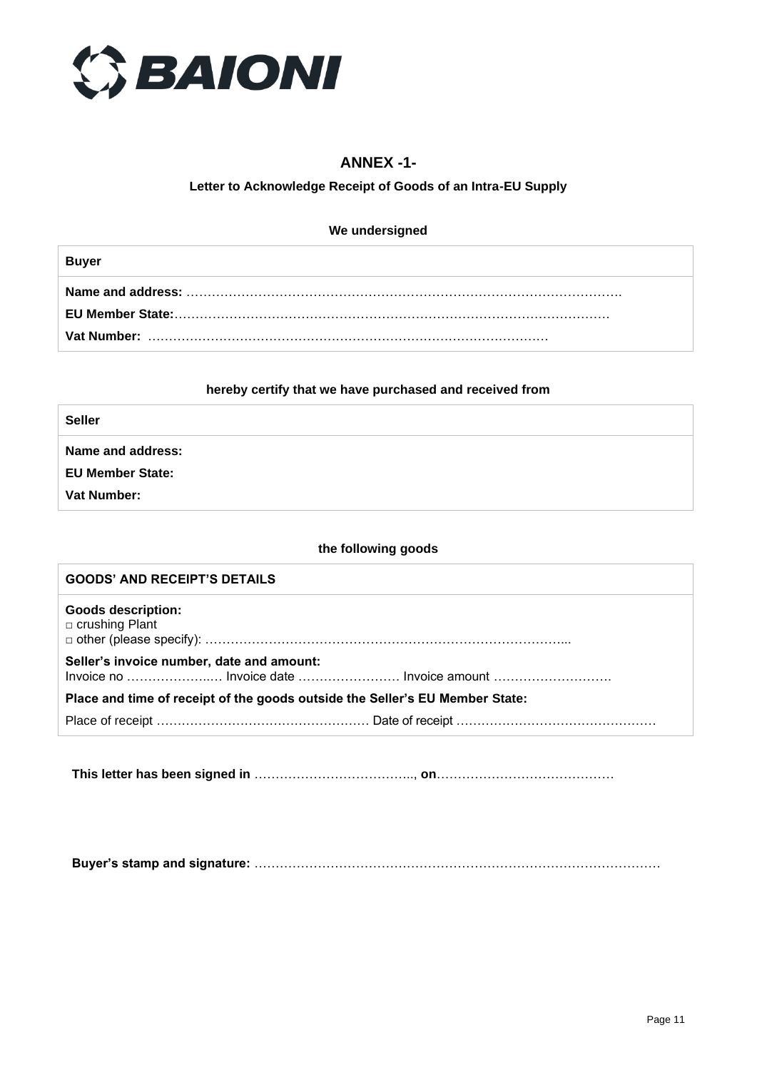BAIONI

## ANNEX -1-

### Letter to Acknowledge Receipt of Goods of an Intra-EU Supply

**We undersigned**

| **Buyer** |
| --- |
| **Name and address:** ………………………………………………………………………………………. |
| **EU Member State:**………………………………………………………………………………………… |
| **Vat Number:** ………………………………………………………………………………… |

**hereby certify that we have purchased and received from**

| **Seller** |
| --- |
| **Name and address:** |
| **EU Member State:** |
| **Vat Number:** |

**the following goods**

| **GOODS' AND RECEIPT'S DETAILS** |
| --- |
| **Goods description:**<br>□ crushing Plant<br>□ other (please specify): ………………………………………………………………………... |
| **Seller's invoice number, date and amount:**<br>Invoice no ………………..… Invoice date …………………… Invoice amount ………………………. |
| **Place and time of receipt of the goods outside the Seller's EU Member State:** |
| Place of receipt …………………………………………… Date of receipt ………………………………………… |

**This letter has been signed in** ……………………………….., **on**……………………………………

**Buyer's stamp and signature:** ……………………………………………………………………………………